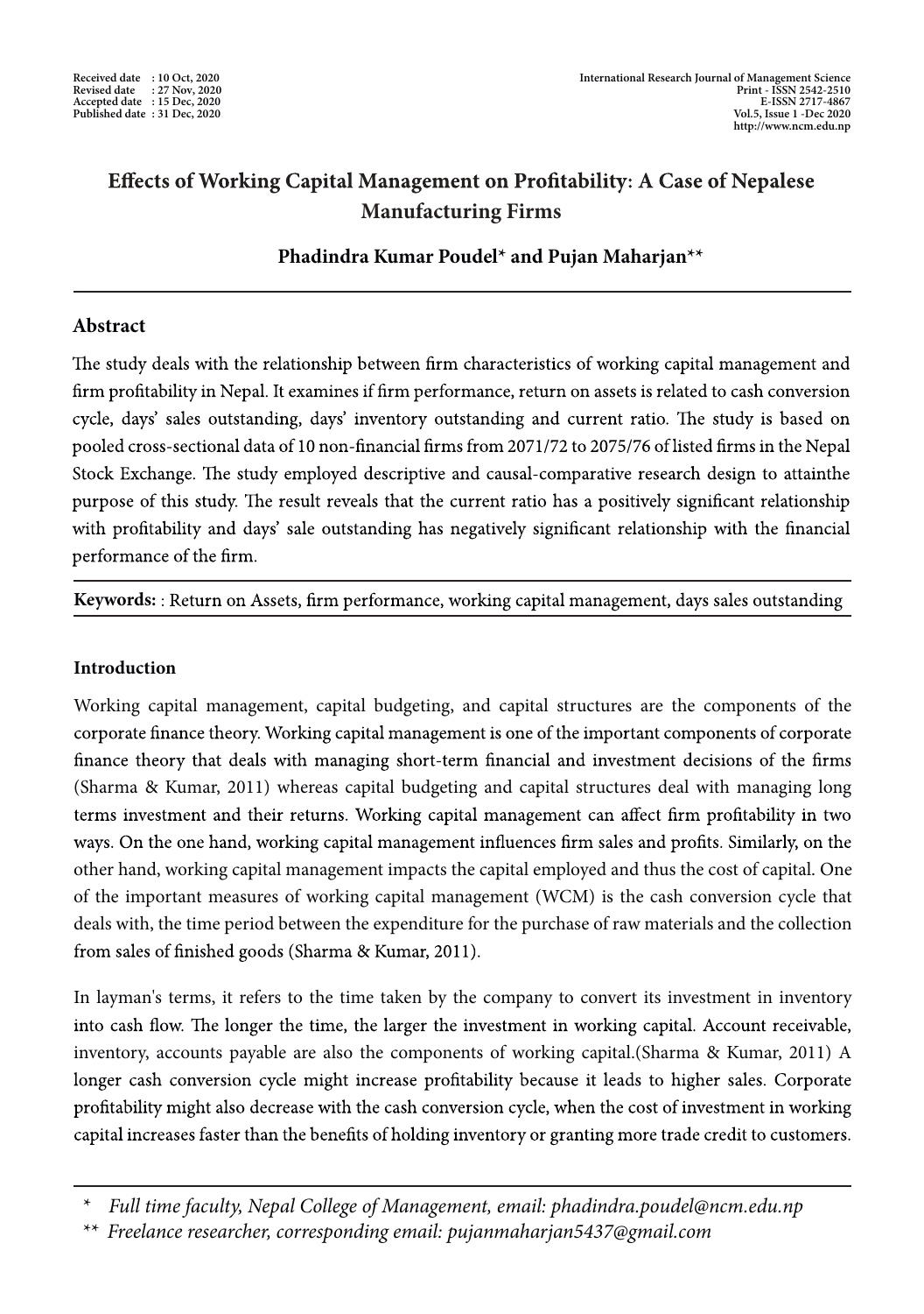Received date : 10 Oct, 2020
Revised date : 27 Nov, 2020
Accepted date : 15 Dec, 2020
Published date : 31 Dec, 2020

International Research Journal of Management Science
Print - ISSN 2542-2510
E-ISSN 2717-4867
Vol.5, Issue 1 -Dec 2020
http://www.ncm.edu.np

# Effects of Working Capital Management on Profitability: A Case of Nepalese Manufacturing Firms

**Phadindra Kumar Poudel* and Pujan Maharjan****

## Abstract

The study deals with the relationship between firm characteristics of working capital management and firm profitability in Nepal. It examines if firm performance, return on assets is related to cash conversion cycle, days' sales outstanding, days' inventory outstanding and current ratio. The study is based on pooled cross-sectional data of 10 non-financial firms from 2071/72 to 2075/76 of listed firms in the Nepal Stock Exchange. The study employed descriptive and causal-comparative research design to attainthe purpose of this study. The result reveals that the current ratio has a positively significant relationship with profitability and days' sale outstanding has negatively significant relationship with the financial performance of the firm.

**Keywords:** : Return on Assets, firm performance, working capital management, days sales outstanding

## Introduction

Working capital management, capital budgeting, and capital structures are the components of the corporate finance theory. Working capital management is one of the important components of corporate finance theory that deals with managing short-term financial and investment decisions of the firms (Sharma & Kumar, 2011) whereas capital budgeting and capital structures deal with managing long terms investment and their returns. Working capital management can affect firm profitability in two ways. On the one hand, working capital management influences firm sales and profits. Similarly, on the other hand, working capital management impacts the capital employed and thus the cost of capital. One of the important measures of working capital management (WCM) is the cash conversion cycle that deals with, the time period between the expenditure for the purchase of raw materials and the collection from sales of finished goods (Sharma & Kumar, 2011).

In layman's terms, it refers to the time taken by the company to convert its investment in inventory into cash flow. The longer the time, the larger the investment in working capital. Account receivable, inventory, accounts payable are also the components of working capital.(Sharma & Kumar, 2011) A longer cash conversion cycle might increase profitability because it leads to higher sales. Corporate profitability might also decrease with the cash conversion cycle, when the cost of investment in working capital increases faster than the benefits of holding inventory or granting more trade credit to customers.

---

\* *Full time faculty, Nepal College of Management, email: phadindra.poudel@ncm.edu.np*

\*\* *Freelance researcher, corresponding email: pujanmaharjan5437@gmail.com*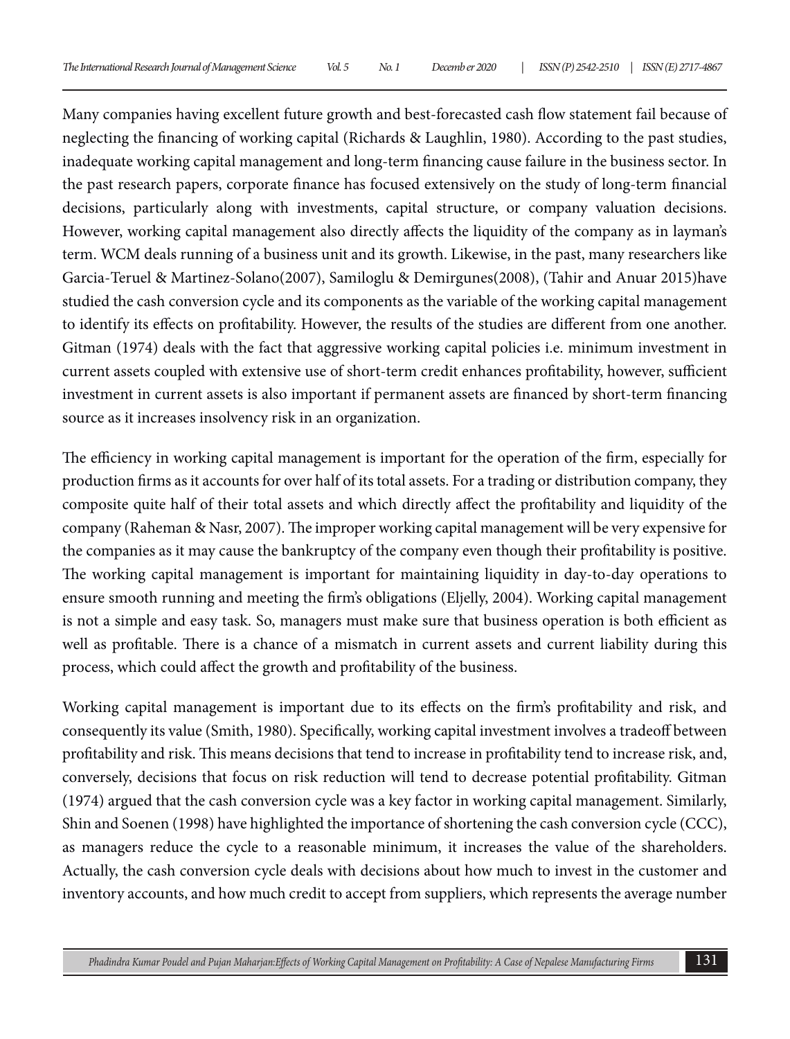Many companies having excellent future growth and best-forecasted cash flow statement fail because of neglecting the financing of working capital (Richards & Laughlin, 1980). According to the past studies, inadequate working capital management and long-term financing cause failure in the business sector. In the past research papers, corporate finance has focused extensively on the study of long-term financial decisions, particularly along with investments, capital structure, or company valuation decisions. However, working capital management also directly affects the liquidity of the company as in layman's term. WCM deals running of a business unit and its growth. Likewise, in the past, many researchers like Garcia-Teruel & Martinez-Solano(2007), Samiloglu & Demirgunes(2008), (Tahir and Anuar 2015)have studied the cash conversion cycle and its components as the variable of the working capital management to identify its effects on profitability. However, the results of the studies are different from one another. Gitman (1974) deals with the fact that aggressive working capital policies i.e. minimum investment in current assets coupled with extensive use of short-term credit enhances profitability, however, sufficient investment in current assets is also important if permanent assets are financed by short-term financing source as it increases insolvency risk in an organization.

The efficiency in working capital management is important for the operation of the firm, especially for production firms as it accounts for over half of its total assets. For a trading or distribution company, they composite quite half of their total assets and which directly affect the profitability and liquidity of the company (Raheman & Nasr, 2007). The improper working capital management will be very expensive for the companies as it may cause the bankruptcy of the company even though their profitability is positive. The working capital management is important for maintaining liquidity in day-to-day operations to ensure smooth running and meeting the firm's obligations (Eljelly, 2004). Working capital management is not a simple and easy task. So, managers must make sure that business operation is both efficient as well as profitable. There is a chance of a mismatch in current assets and current liability during this process, which could affect the growth and profitability of the business.

Working capital management is important due to its effects on the firm's profitability and risk, and consequently its value (Smith, 1980). Specifically, working capital investment involves a tradeoff between profitability and risk. This means decisions that tend to increase in profitability tend to increase risk, and, conversely, decisions that focus on risk reduction will tend to decrease potential profitability. Gitman (1974) argued that the cash conversion cycle was a key factor in working capital management. Similarly, Shin and Soenen (1998) have highlighted the importance of shortening the cash conversion cycle (CCC), as managers reduce the cycle to a reasonable minimum, it increases the value of the shareholders. Actually, the cash conversion cycle deals with decisions about how much to invest in the customer and inventory accounts, and how much credit to accept from suppliers, which represents the average number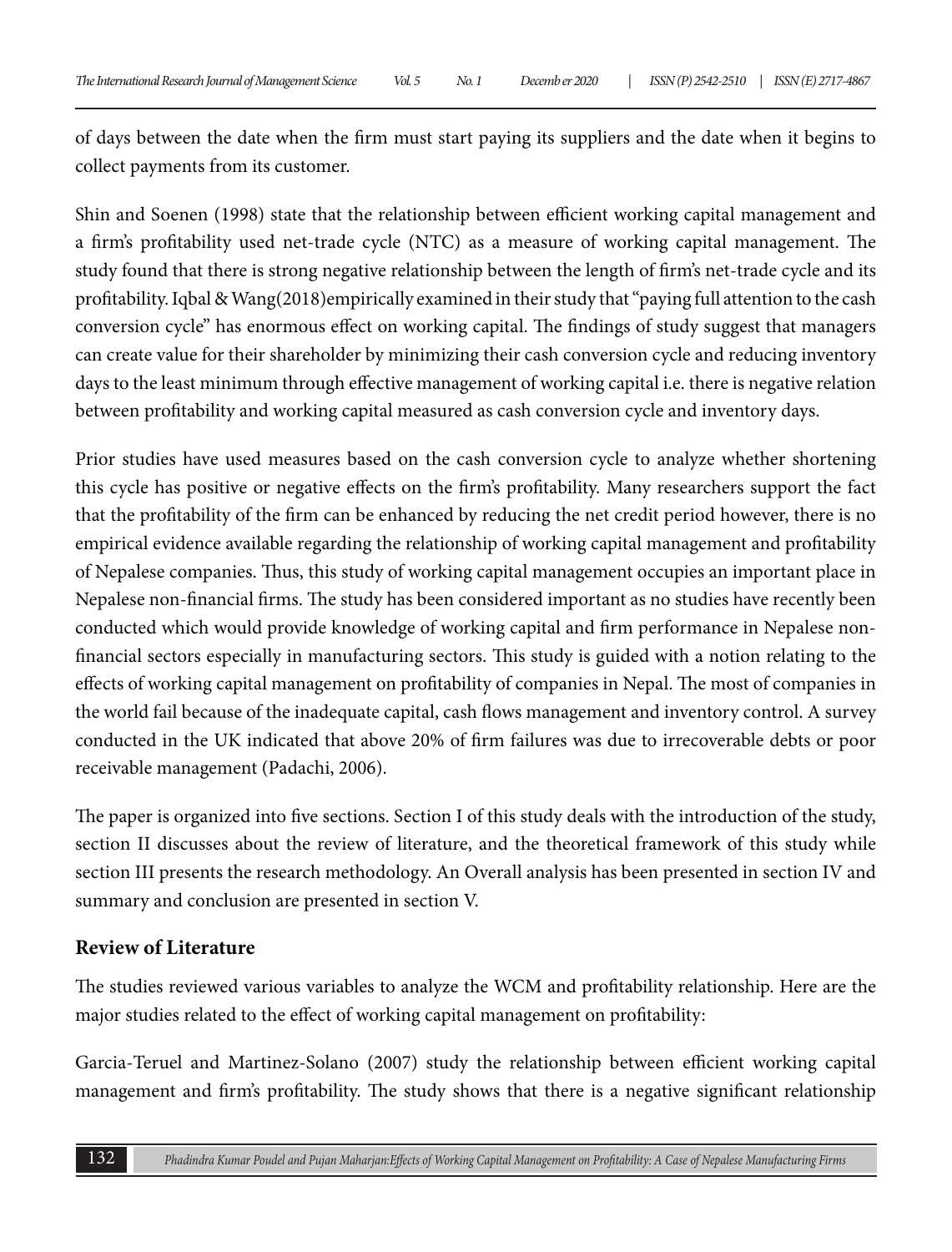of days between the date when the firm must start paying its suppliers and the date when it begins to collect payments from its customer.

Shin and Soenen (1998) state that the relationship between efficient working capital management and a firm's profitability used net-trade cycle (NTC) as a measure of working capital management. The study found that there is strong negative relationship between the length of firm's net-trade cycle and its profitability. Iqbal & Wang(2018)empirically examined in their study that "paying full attention to the cash conversion cycle" has enormous effect on working capital. The findings of study suggest that managers can create value for their shareholder by minimizing their cash conversion cycle and reducing inventory days to the least minimum through effective management of working capital i.e. there is negative relation between profitability and working capital measured as cash conversion cycle and inventory days.

Prior studies have used measures based on the cash conversion cycle to analyze whether shortening this cycle has positive or negative effects on the firm's profitability. Many researchers support the fact that the profitability of the firm can be enhanced by reducing the net credit period however, there is no empirical evidence available regarding the relationship of working capital management and profitability of Nepalese companies. Thus, this study of working capital management occupies an important place in Nepalese non-financial firms. The study has been considered important as no studies have recently been conducted which would provide knowledge of working capital and firm performance in Nepalese non-financial sectors especially in manufacturing sectors. This study is guided with a notion relating to the effects of working capital management on profitability of companies in Nepal. The most of companies in the world fail because of the inadequate capital, cash flows management and inventory control. A survey conducted in the UK indicated that above 20% of firm failures was due to irrecoverable debts or poor receivable management (Padachi, 2006).

The paper is organized into five sections. Section I of this study deals with the introduction of the study, section II discusses about the review of literature, and the theoretical framework of this study while section III presents the research methodology. An Overall analysis has been presented in section IV and summary and conclusion are presented in section V.

## Review of Literature

The studies reviewed various variables to analyze the WCM and profitability relationship. Here are the major studies related to the effect of working capital management on profitability:

Garcia-Teruel and Martinez-Solano (2007) study the relationship between efficient working capital management and firm's profitability. The study shows that there is a negative significant relationship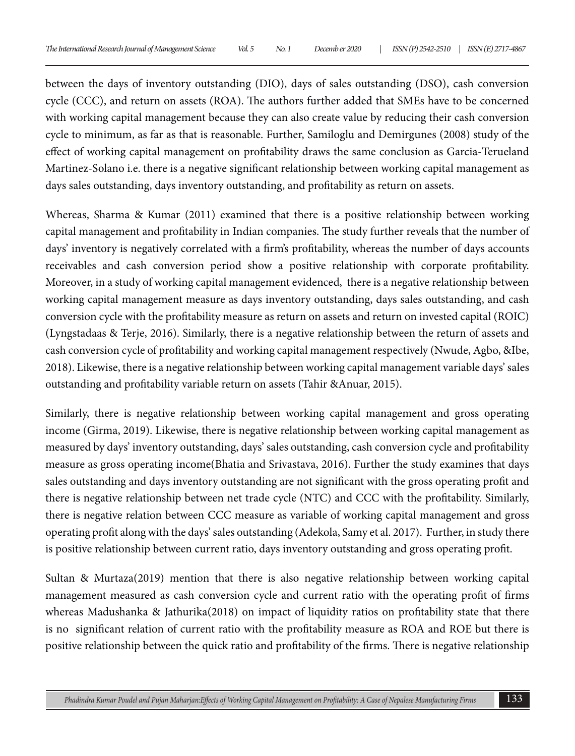between the days of inventory outstanding (DIO), days of sales outstanding (DSO), cash conversion cycle (CCC), and return on assets (ROA). The authors further added that SMEs have to be concerned with working capital management because they can also create value by reducing their cash conversion cycle to minimum, as far as that is reasonable. Further, Samiloglu and Demirgunes (2008) study of the effect of working capital management on profitability draws the same conclusion as Garcia-Terueland Martinez-Solano i.e. there is a negative significant relationship between working capital management as days sales outstanding, days inventory outstanding, and profitability as return on assets.

Whereas, Sharma & Kumar (2011) examined that there is a positive relationship between working capital management and profitability in Indian companies. The study further reveals that the number of days' inventory is negatively correlated with a firm's profitability, whereas the number of days accounts receivables and cash conversion period show a positive relationship with corporate profitability. Moreover, in a study of working capital management evidenced, there is a negative relationship between working capital management measure as days inventory outstanding, days sales outstanding, and cash conversion cycle with the profitability measure as return on assets and return on invested capital (ROIC) (Lyngstadaas & Terje, 2016). Similarly, there is a negative relationship between the return of assets and cash conversion cycle of profitability and working capital management respectively (Nwude, Agbo, &Ibe, 2018). Likewise, there is a negative relationship between working capital management variable days' sales outstanding and profitability variable return on assets (Tahir &Anuar, 2015).

Similarly, there is negative relationship between working capital management and gross operating income (Girma, 2019). Likewise, there is negative relationship between working capital management as measured by days' inventory outstanding, days' sales outstanding, cash conversion cycle and profitability measure as gross operating income(Bhatia and Srivastava, 2016). Further the study examines that days sales outstanding and days inventory outstanding are not significant with the gross operating profit and there is negative relationship between net trade cycle (NTC) and CCC with the profitability. Similarly, there is negative relation between CCC measure as variable of working capital management and gross operating profit along with the days' sales outstanding (Adekola, Samy et al. 2017). Further, in study there is positive relationship between current ratio, days inventory outstanding and gross operating profit.

Sultan & Murtaza(2019) mention that there is also negative relationship between working capital management measured as cash conversion cycle and current ratio with the operating profit of firms whereas Madushanka & Jathurika(2018) on impact of liquidity ratios on profitability state that there is no significant relation of current ratio with the profitability measure as ROA and ROE but there is positive relationship between the quick ratio and profitability of the firms. There is negative relationship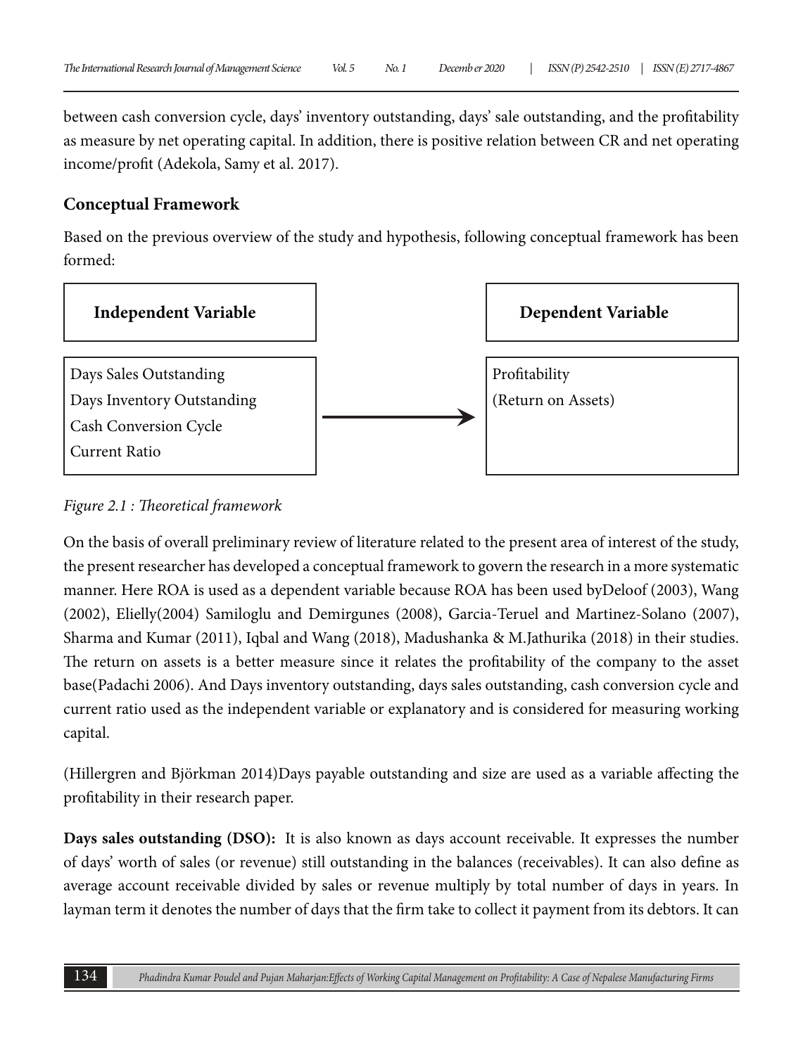between cash conversion cycle, days' inventory outstanding, days' sale outstanding, and the profitability as measure by net operating capital. In addition, there is positive relation between CR and net operating income/profit (Adekola, Samy et al. 2017).

## Conceptual Framework

Based on the previous overview of the study and hypothesis, following conceptual framework has been formed:

| Independent Variable | | Dependent Variable |
|---|---|---|
| Days Sales Outstanding<br>Days Inventory Outstanding<br>Cash Conversion Cycle<br>Current Ratio | → | Profitability<br>(Return on Assets) |

*Figure 2.1 : Theoretical framework*

On the basis of overall preliminary review of literature related to the present area of interest of the study, the present researcher has developed a conceptual framework to govern the research in a more systematic manner. Here ROA is used as a dependent variable because ROA has been used byDeloof (2003), Wang (2002), Elielly(2004) Samiloglu and Demirgunes (2008), Garcia-Teruel and Martinez-Solano (2007), Sharma and Kumar (2011), Iqbal and Wang (2018), Madushanka & M.Jathurika (2018) in their studies. The return on assets is a better measure since it relates the profitability of the company to the asset base(Padachi 2006). And Days inventory outstanding, days sales outstanding, cash conversion cycle and current ratio used as the independent variable or explanatory and is considered for measuring working capital.

(Hillergren and Björkman 2014)Days payable outstanding and size are used as a variable affecting the profitability in their research paper.

**Days sales outstanding (DSO):** It is also known as days account receivable. It expresses the number of days' worth of sales (or revenue) still outstanding in the balances (receivables). It can also define as average account receivable divided by sales or revenue multiply by total number of days in years. In layman term it denotes the number of days that the firm take to collect it payment from its debtors. It can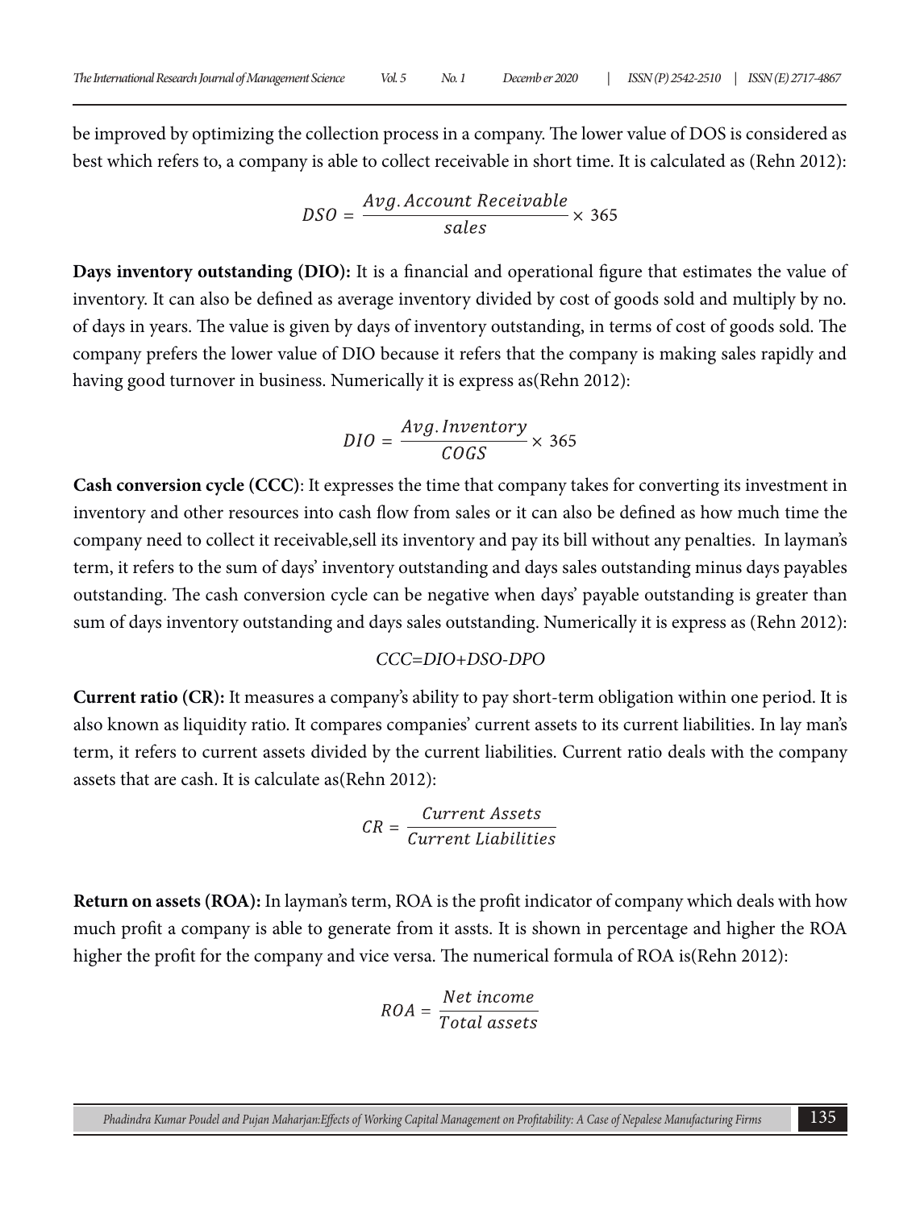be improved by optimizing the collection process in a company. The lower value of DOS is considered as best which refers to, a company is able to collect receivable in short time. It is calculated as (Rehn 2012):

$$DSO = \frac{Avg. Account\ Receivable}{sales} \times 365$$

**Days inventory outstanding (DIO):** It is a financial and operational figure that estimates the value of inventory. It can also be defined as average inventory divided by cost of goods sold and multiply by no. of days in years. The value is given by days of inventory outstanding, in terms of cost of goods sold. The company prefers the lower value of DIO because it refers that the company is making sales rapidly and having good turnover in business. Numerically it is express as(Rehn 2012):

$$DIO = \frac{Avg. Inventory}{COGS} \times 365$$

**Cash conversion cycle (CCC)**: It expresses the time that company takes for converting its investment in inventory and other resources into cash flow from sales or it can also be defined as how much time the company need to collect it receivable,sell its inventory and pay its bill without any penalties. In layman's term, it refers to the sum of days' inventory outstanding and days sales outstanding minus days payables outstanding. The cash conversion cycle can be negative when days' payable outstanding is greater than sum of days inventory outstanding and days sales outstanding. Numerically it is express as (Rehn 2012):

$$CCC=DIO+DSO-DPO$$

**Current ratio (CR):** It measures a company's ability to pay short-term obligation within one period. It is also known as liquidity ratio. It compares companies' current assets to its current liabilities. In lay man's term, it refers to current assets divided by the current liabilities. Current ratio deals with the company assets that are cash. It is calculate as(Rehn 2012):

$$CR = \frac{Current\ Assets}{Current\ Liabilities}$$

**Return on assets (ROA):** In layman's term, ROA is the profit indicator of company which deals with how much profit a company is able to generate from it assts. It is shown in percentage and higher the ROA higher the profit for the company and vice versa. The numerical formula of ROA is(Rehn 2012):

$$ROA = \frac{Net\ income}{Total\ assets}$$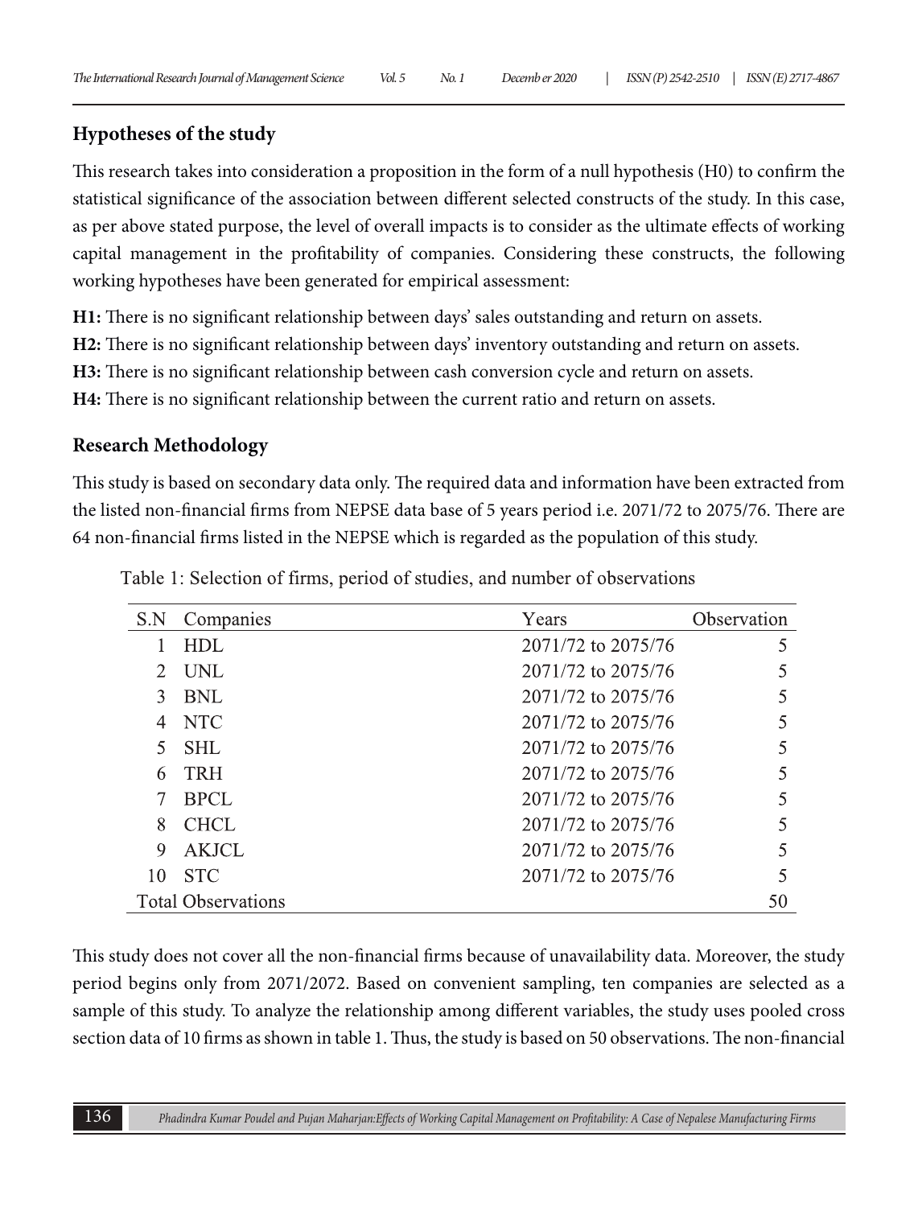## Hypotheses of the study

This research takes into consideration a proposition in the form of a null hypothesis (H0) to confirm the statistical significance of the association between different selected constructs of the study. In this case, as per above stated purpose, the level of overall impacts is to consider as the ultimate effects of working capital management in the profitability of companies. Considering these constructs, the following working hypotheses have been generated for empirical assessment:

**H1:** There is no significant relationship between days' sales outstanding and return on assets.
**H2:** There is no significant relationship between days' inventory outstanding and return on assets.
**H3:** There is no significant relationship between cash conversion cycle and return on assets.
**H4:** There is no significant relationship between the current ratio and return on assets.

## Research Methodology

This study is based on secondary data only. The required data and information have been extracted from the listed non-financial firms from NEPSE data base of 5 years period i.e. 2071/72 to 2075/76. There are 64 non-financial firms listed in the NEPSE which is regarded as the population of this study.

Table 1: Selection of firms, period of studies, and number of observations

| S.N | Companies | Years | Observation |
|---|---|---|---|
| 1 | HDL | 2071/72 to 2075/76 | 5 |
| 2 | UNL | 2071/72 to 2075/76 | 5 |
| 3 | BNL | 2071/72 to 2075/76 | 5 |
| 4 | NTC | 2071/72 to 2075/76 | 5 |
| 5 | SHL | 2071/72 to 2075/76 | 5 |
| 6 | TRH | 2071/72 to 2075/76 | 5 |
| 7 | BPCL | 2071/72 to 2075/76 | 5 |
| 8 | CHCL | 2071/72 to 2075/76 | 5 |
| 9 | AKJCL | 2071/72 to 2075/76 | 5 |
| 10 | STC | 2071/72 to 2075/76 | 5 |
| Total Observations | | | 50 |

This study does not cover all the non-financial firms because of unavailability data. Moreover, the study period begins only from 2071/2072. Based on convenient sampling, ten companies are selected as a sample of this study. To analyze the relationship among different variables, the study uses pooled cross section data of 10 firms as shown in table 1. Thus, the study is based on 50 observations. The non-financial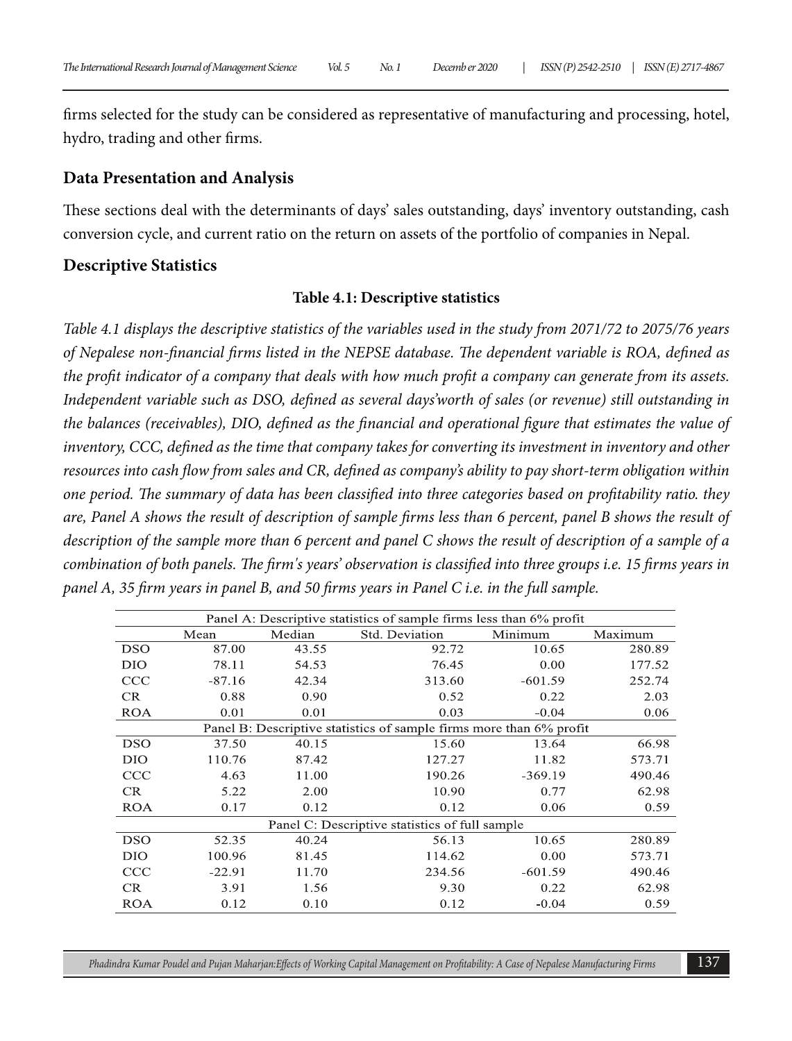firms selected for the study can be considered as representative of manufacturing and processing, hotel, hydro, trading and other firms.

## Data Presentation and Analysis

These sections deal with the determinants of days' sales outstanding, days' inventory outstanding, cash conversion cycle, and current ratio on the return on assets of the portfolio of companies in Nepal.

## Descriptive Statistics

**Table 4.1: Descriptive statistics**

*Table 4.1 displays the descriptive statistics of the variables used in the study from 2071/72 to 2075/76 years of Nepalese non-financial firms listed in the NEPSE database. The dependent variable is ROA, defined as the profit indicator of a company that deals with how much profit a company can generate from its assets. Independent variable such as DSO, defined as several days'worth of sales (or revenue) still outstanding in the balances (receivables), DIO, defined as the financial and operational figure that estimates the value of inventory, CCC, defined as the time that company takes for converting its investment in inventory and other resources into cash flow from sales and CR, defined as company's ability to pay short-term obligation within one period. The summary of data has been classified into three categories based on profitability ratio. they are, Panel A shows the result of description of sample firms less than 6 percent, panel B shows the result of description of the sample more than 6 percent and panel C shows the result of description of a sample of a combination of both panels. The firm's years' observation is classified into three groups i.e. 15 firms years in panel A, 35 firm years in panel B, and 50 firms years in Panel C i.e. in the full sample.*

| | Mean | Median | Std. Deviation | Minimum | Maximum |
|---|---|---|---|---|---|
| **Panel A: Descriptive statistics of sample firms less than 6% profit** | | | | | |
| DSO | 87.00 | 43.55 | 92.72 | 10.65 | 280.89 |
| DIO | 78.11 | 54.53 | 76.45 | 0.00 | 177.52 |
| CCC | -87.16 | 42.34 | 313.60 | -601.59 | 252.74 |
| CR | 0.88 | 0.90 | 0.52 | 0.22 | 2.03 |
| ROA | 0.01 | 0.01 | 0.03 | -0.04 | 0.06 |
| **Panel B: Descriptive statistics of sample firms more than 6% profit** | | | | | |
| DSO | 37.50 | 40.15 | 15.60 | 13.64 | 66.98 |
| DIO | 110.76 | 87.42 | 127.27 | 11.82 | 573.71 |
| CCC | 4.63 | 11.00 | 190.26 | -369.19 | 490.46 |
| CR | 5.22 | 2.00 | 10.90 | 0.77 | 62.98 |
| ROA | 0.17 | 0.12 | 0.12 | 0.06 | 0.59 |
| **Panel C: Descriptive statistics of full sample** | | | | | |
| DSO | 52.35 | 40.24 | 56.13 | 10.65 | 280.89 |
| DIO | 100.96 | 81.45 | 114.62 | 0.00 | 573.71 |
| CCC | -22.91 | 11.70 | 234.56 | -601.59 | 490.46 |
| CR | 3.91 | 1.56 | 9.30 | 0.22 | 62.98 |
| ROA | 0.12 | 0.10 | 0.12 | -0.04 | 0.59 |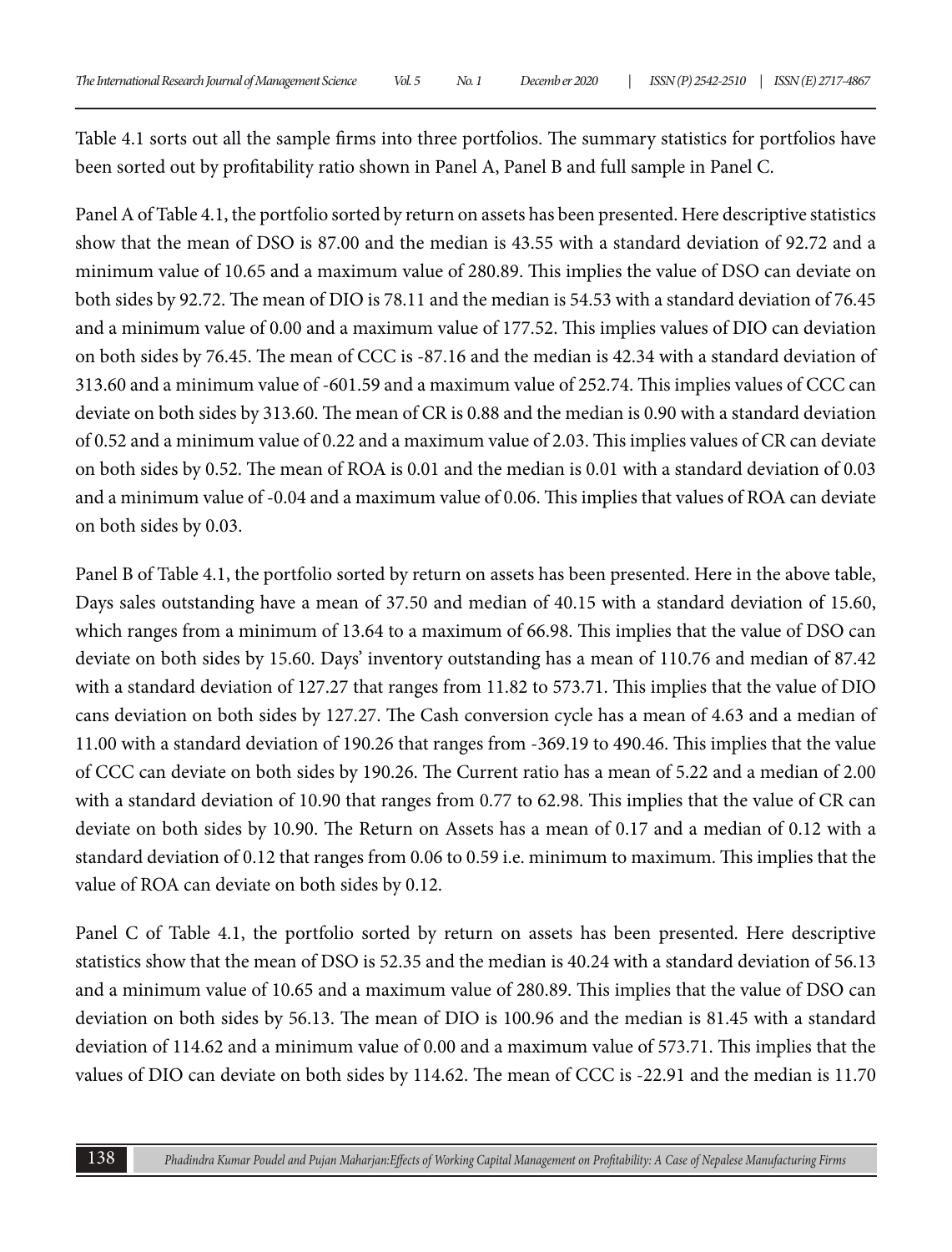Table 4.1 sorts out all the sample firms into three portfolios. The summary statistics for portfolios have been sorted out by profitability ratio shown in Panel A, Panel B and full sample in Panel C.

Panel A of Table 4.1, the portfolio sorted by return on assets has been presented. Here descriptive statistics show that the mean of DSO is 87.00 and the median is 43.55 with a standard deviation of 92.72 and a minimum value of 10.65 and a maximum value of 280.89. This implies the value of DSO can deviate on both sides by 92.72. The mean of DIO is 78.11 and the median is 54.53 with a standard deviation of 76.45 and a minimum value of 0.00 and a maximum value of 177.52. This implies values of DIO can deviation on both sides by 76.45. The mean of CCC is -87.16 and the median is 42.34 with a standard deviation of 313.60 and a minimum value of -601.59 and a maximum value of 252.74. This implies values of CCC can deviate on both sides by 313.60. The mean of CR is 0.88 and the median is 0.90 with a standard deviation of 0.52 and a minimum value of 0.22 and a maximum value of 2.03. This implies values of CR can deviate on both sides by 0.52. The mean of ROA is 0.01 and the median is 0.01 with a standard deviation of 0.03 and a minimum value of -0.04 and a maximum value of 0.06. This implies that values of ROA can deviate on both sides by 0.03.

Panel B of Table 4.1, the portfolio sorted by return on assets has been presented. Here in the above table, Days sales outstanding have a mean of 37.50 and median of 40.15 with a standard deviation of 15.60, which ranges from a minimum of 13.64 to a maximum of 66.98. This implies that the value of DSO can deviate on both sides by 15.60. Days' inventory outstanding has a mean of 110.76 and median of 87.42 with a standard deviation of 127.27 that ranges from 11.82 to 573.71. This implies that the value of DIO cans deviation on both sides by 127.27. The Cash conversion cycle has a mean of 4.63 and a median of 11.00 with a standard deviation of 190.26 that ranges from -369.19 to 490.46. This implies that the value of CCC can deviate on both sides by 190.26. The Current ratio has a mean of 5.22 and a median of 2.00 with a standard deviation of 10.90 that ranges from 0.77 to 62.98. This implies that the value of CR can deviate on both sides by 10.90. The Return on Assets has a mean of 0.17 and a median of 0.12 with a standard deviation of 0.12 that ranges from 0.06 to 0.59 i.e. minimum to maximum. This implies that the value of ROA can deviate on both sides by 0.12.

Panel C of Table 4.1, the portfolio sorted by return on assets has been presented. Here descriptive statistics show that the mean of DSO is 52.35 and the median is 40.24 with a standard deviation of 56.13 and a minimum value of 10.65 and a maximum value of 280.89. This implies that the value of DSO can deviation on both sides by 56.13. The mean of DIO is 100.96 and the median is 81.45 with a standard deviation of 114.62 and a minimum value of 0.00 and a maximum value of 573.71. This implies that the values of DIO can deviate on both sides by 114.62. The mean of CCC is -22.91 and the median is 11.70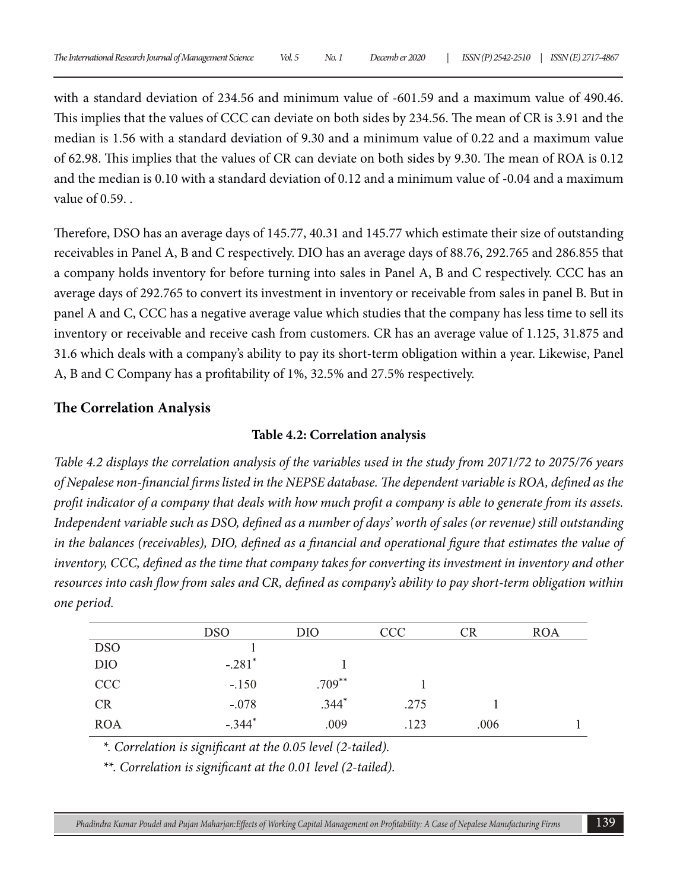with a standard deviation of 234.56 and minimum value of -601.59 and a maximum value of 490.46. This implies that the values of CCC can deviate on both sides by 234.56. The mean of CR is 3.91 and the median is 1.56 with a standard deviation of 9.30 and a minimum value of 0.22 and a maximum value of 62.98. This implies that the values of CR can deviate on both sides by 9.30. The mean of ROA is 0.12 and the median is 0.10 with a standard deviation of 0.12 and a minimum value of -0.04 and a maximum value of 0.59. .

Therefore, DSO has an average days of 145.77, 40.31 and 145.77 which estimate their size of outstanding receivables in Panel A, B and C respectively. DIO has an average days of 88.76, 292.765 and 286.855 that a company holds inventory for before turning into sales in Panel A, B and C respectively. CCC has an average days of 292.765 to convert its investment in inventory or receivable from sales in panel B. But in panel A and C, CCC has a negative average value which studies that the company has less time to sell its inventory or receivable and receive cash from customers. CR has an average value of 1.125, 31.875 and 31.6 which deals with a company's ability to pay its short-term obligation within a year. Likewise, Panel A, B and C Company has a profitability of 1%, 32.5% and 27.5% respectively.

## The Correlation Analysis

**Table 4.2: Correlation analysis**

*Table 4.2 displays the correlation analysis of the variables used in the study from 2071/72 to 2075/76 years of Nepalese non-financial firms listed in the NEPSE database. The dependent variable is ROA, defined as the profit indicator of a company that deals with how much profit a company is able to generate from its assets. Independent variable such as DSO, defined as a number of days' worth of sales (or revenue) still outstanding in the balances (receivables), DIO, defined as a financial and operational figure that estimates the value of inventory, CCC, defined as the time that company takes for converting its investment in inventory and other resources into cash flow from sales and CR, defined as company's ability to pay short-term obligation within one period.*

| | DSO | DIO | CCC | CR | ROA |
|---|---|---|---|---|---|
| DSO | 1 | | | | |
| DIO | -.281* | 1 | | | |
| CCC | -.150 | .709** | 1 | | |
| CR | -.078 | .344* | .275 | 1 | |
| ROA | -.344* | .009 | .123 | .006 | 1 |

*\*. Correlation is significant at the 0.05 level (2-tailed).*

*\*\*. Correlation is significant at the 0.01 level (2-tailed).*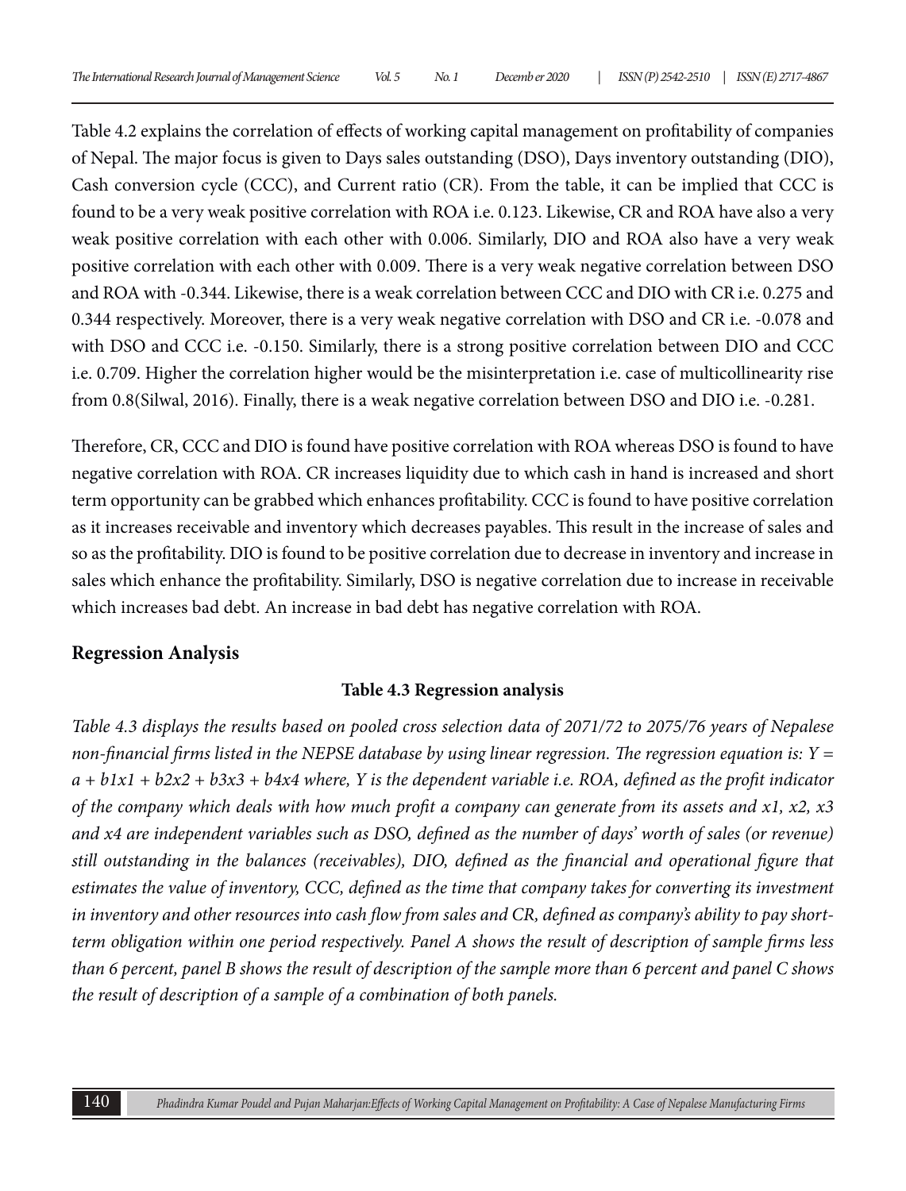Table 4.2 explains the correlation of effects of working capital management on profitability of companies of Nepal. The major focus is given to Days sales outstanding (DSO), Days inventory outstanding (DIO), Cash conversion cycle (CCC), and Current ratio (CR). From the table, it can be implied that CCC is found to be a very weak positive correlation with ROA i.e. 0.123. Likewise, CR and ROA have also a very weak positive correlation with each other with 0.006. Similarly, DIO and ROA also have a very weak positive correlation with each other with 0.009. There is a very weak negative correlation between DSO and ROA with -0.344. Likewise, there is a weak correlation between CCC and DIO with CR i.e. 0.275 and 0.344 respectively. Moreover, there is a very weak negative correlation with DSO and CR i.e. -0.078 and with DSO and CCC i.e. -0.150. Similarly, there is a strong positive correlation between DIO and CCC i.e. 0.709. Higher the correlation higher would be the misinterpretation i.e. case of multicollinearity rise from 0.8(Silwal, 2016). Finally, there is a weak negative correlation between DSO and DIO i.e. -0.281.

Therefore, CR, CCC and DIO is found have positive correlation with ROA whereas DSO is found to have negative correlation with ROA. CR increases liquidity due to which cash in hand is increased and short term opportunity can be grabbed which enhances profitability. CCC is found to have positive correlation as it increases receivable and inventory which decreases payables. This result in the increase of sales and so as the profitability. DIO is found to be positive correlation due to decrease in inventory and increase in sales which enhance the profitability. Similarly, DSO is negative correlation due to increase in receivable which increases bad debt. An increase in bad debt has negative correlation with ROA.

## Regression Analysis

**Table 4.3 Regression analysis**

*Table 4.3 displays the results based on pooled cross selection data of 2071/72 to 2075/76 years of Nepalese non-financial firms listed in the NEPSE database by using linear regression. The regression equation is:* $Y = a + b1x1 + b2x2 + b3x3 + b4x4$ *where, Y is the dependent variable i.e. ROA, defined as the profit indicator of the company which deals with how much profit a company can generate from its assets and x1, x2, x3 and x4 are independent variables such as DSO, defined as the number of days' worth of sales (or revenue) still outstanding in the balances (receivables), DIO, defined as the financial and operational figure that estimates the value of inventory, CCC, defined as the time that company takes for converting its investment in inventory and other resources into cash flow from sales and CR, defined as company's ability to pay short-term obligation within one period respectively. Panel A shows the result of description of sample firms less than 6 percent, panel B shows the result of description of the sample more than 6 percent and panel C shows the result of description of a sample of a combination of both panels.*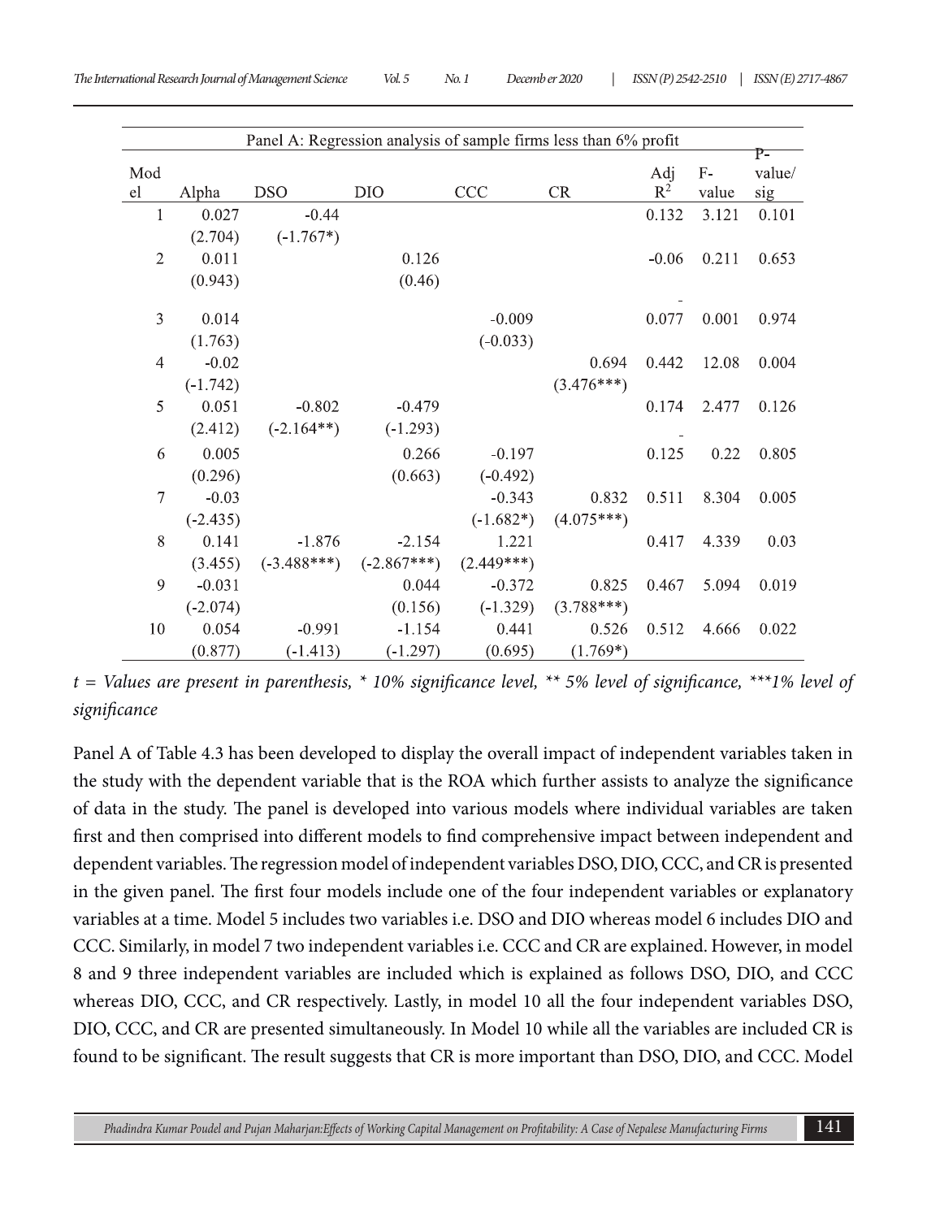| Panel A: Regression analysis of sample firms less than 6% profit | | | | | | | | |
|---|---|---|---|---|---|---|---|---|
| Model | Alpha | DSO | DIO | CCC | CR | Adj $R^2$ | F-value | P-value/ sig |
| 1 | 0.027 | -0.44 | | | | 0.132 | 3.121 | 0.101 |
| | (2.704) | (-1.767*) | | | | | | |
| 2 | 0.011 | | 0.126 | | | -0.06 | 0.211 | 0.653 |
| | (0.943) | | (0.46) | | | | | |
| 3 | 0.014 | | | -0.009 | | -0.077 | 0.001 | 0.974 |
| | (1.763) | | | (-0.033) | | | | |
| 4 | -0.02 | | | | 0.694 | 0.442 | 12.08 | 0.004 |
| | (-1.742) | | | | (3.476***) | | | |
| 5 | 0.051 | -0.802 | -0.479 | | | 0.174 | 2.477 | 0.126 |
| | (2.412) | (-2.164**) | (-1.293) | | | | | |
| 6 | 0.005 | | 0.266 | -0.197 | | -0.125 | 0.22 | 0.805 |
| | (0.296) | | (0.663) | (-0.492) | | | | |
| 7 | -0.03 | | | -0.343 | 0.832 | 0.511 | 8.304 | 0.005 |
| | (-2.435) | | | (-1.682*) | (4.075***) | | | |
| 8 | 0.141 | -1.876 | -2.154 | 1.221 | | 0.417 | 4.339 | 0.03 |
| | (3.455) | (-3.488***) | (-2.867***) | (2.449***) | | | | |
| 9 | -0.031 | | 0.044 | -0.372 | 0.825 | 0.467 | 5.094 | 0.019 |
| | (-2.074) | | (0.156) | (-1.329) | (3.788***) | | | |
| 10 | 0.054 | -0.991 | -1.154 | 0.441 | 0.526 | 0.512 | 4.666 | 0.022 |
| | (0.877) | (-1.413) | (-1.297) | (0.695) | (1.769*) | | | |

*t = Values are present in parenthesis, * 10% significance level, ** 5% level of significance, ***1% level of significance*

Panel A of Table 4.3 has been developed to display the overall impact of independent variables taken in the study with the dependent variable that is the ROA which further assists to analyze the significance of data in the study. The panel is developed into various models where individual variables are taken first and then comprised into different models to find comprehensive impact between independent and dependent variables. The regression model of independent variables DSO, DIO, CCC, and CR is presented in the given panel. The first four models include one of the four independent variables or explanatory variables at a time. Model 5 includes two variables i.e. DSO and DIO whereas model 6 includes DIO and CCC. Similarly, in model 7 two independent variables i.e. CCC and CR are explained. However, in model 8 and 9 three independent variables are included which is explained as follows DSO, DIO, and CCC whereas DIO, CCC, and CR respectively. Lastly, in model 10 all the four independent variables DSO, DIO, CCC, and CR are presented simultaneously. In Model 10 while all the variables are included CR is found to be significant. The result suggests that CR is more important than DSO, DIO, and CCC. Model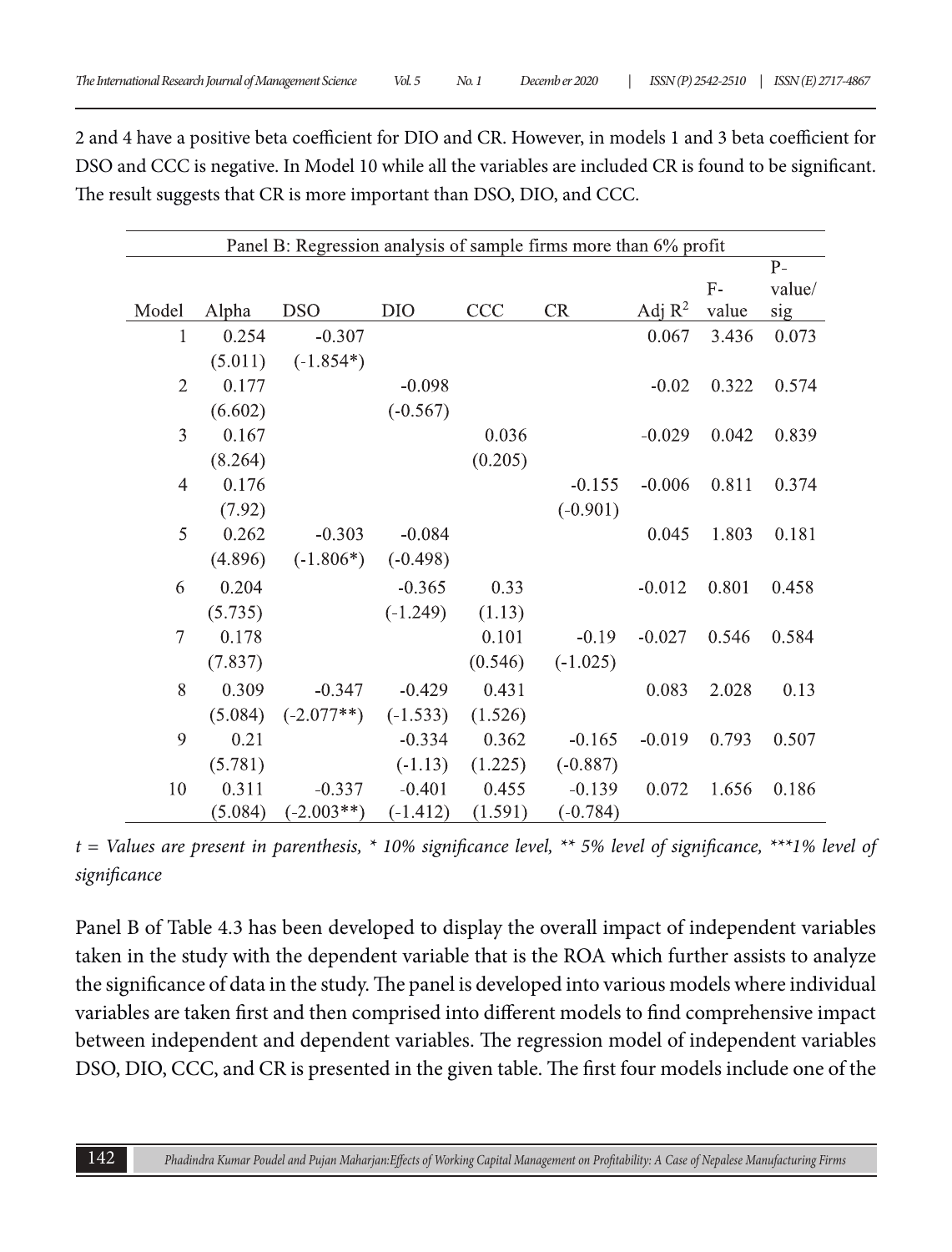2 and 4 have a positive beta coefficient for DIO and CR. However, in models 1 and 3 beta coefficient for DSO and CCC is negative. In Model 10 while all the variables are included CR is found to be significant. The result suggests that CR is more important than DSO, DIO, and CCC.

| Panel B: Regression analysis of sample firms more than 6% profit | | | | | | | | |
|---|---|---|---|---|---|---|---|---|
| Model | Alpha | DSO | DIO | CCC | CR | Adj $R^2$ | F-value | P-value/sig |
| 1 | 0.254 | -0.307 | | | | 0.067 | 3.436 | 0.073 |
| | (5.011) | (-1.854*) | | | | | | |
| 2 | 0.177 | | -0.098 | | | -0.02 | 0.322 | 0.574 |
| | (6.602) | | (-0.567) | | | | | |
| 3 | 0.167 | | | 0.036 | | -0.029 | 0.042 | 0.839 |
| | (8.264) | | | (0.205) | | | | |
| 4 | 0.176 | | | | -0.155 | -0.006 | 0.811 | 0.374 |
| | (7.92) | | | | (-0.901) | | | |
| 5 | 0.262 | -0.303 | -0.084 | | | 0.045 | 1.803 | 0.181 |
| | (4.896) | (-1.806*) | (-0.498) | | | | | |
| 6 | 0.204 | | -0.365 | 0.33 | | -0.012 | 0.801 | 0.458 |
| | (5.735) | | (-1.249) | (1.13) | | | | |
| 7 | 0.178 | | | 0.101 | -0.19 | -0.027 | 0.546 | 0.584 |
| | (7.837) | | | (0.546) | (-1.025) | | | |
| 8 | 0.309 | -0.347 | -0.429 | 0.431 | | 0.083 | 2.028 | 0.13 |
| | (5.084) | (-2.077**) | (-1.533) | (1.526) | | | | |
| 9 | 0.21 | | -0.334 | 0.362 | -0.165 | -0.019 | 0.793 | 0.507 |
| | (5.781) | | (-1.13) | (1.225) | (-0.887) | | | |
| 10 | 0.311 | -0.337 | -0.401 | 0.455 | -0.139 | 0.072 | 1.656 | 0.186 |
| | (5.084) | (-2.003**) | (-1.412) | (1.591) | (-0.784) | | | |

*t = Values are present in parenthesis, * 10% significance level, ** 5% level of significance, ***1% level of significance*

Panel B of Table 4.3 has been developed to display the overall impact of independent variables taken in the study with the dependent variable that is the ROA which further assists to analyze the significance of data in the study. The panel is developed into various models where individual variables are taken first and then comprised into different models to find comprehensive impact between independent and dependent variables. The regression model of independent variables DSO, DIO, CCC, and CR is presented in the given table. The first four models include one of the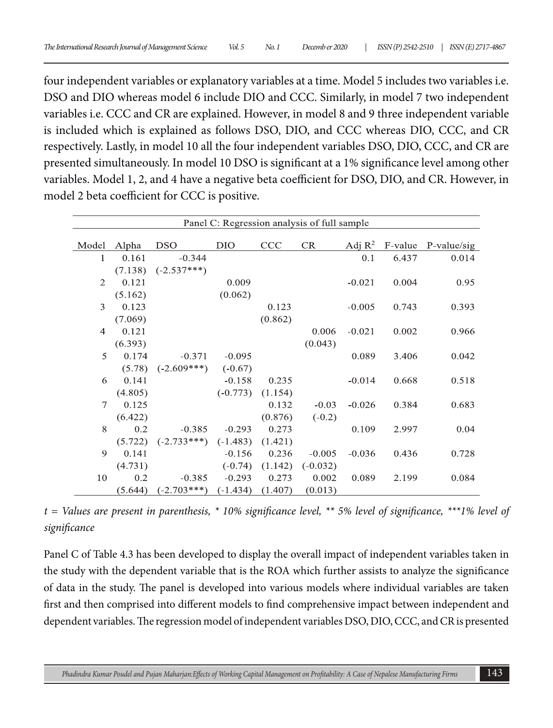four independent variables or explanatory variables at a time. Model 5 includes two variables i.e. DSO and DIO whereas model 6 include DIO and CCC. Similarly, in model 7 two independent variables i.e. CCC and CR are explained. However, in model 8 and 9 three independent variable is included which is explained as follows DSO, DIO, and CCC whereas DIO, CCC, and CR respectively. Lastly, in model 10 all the four independent variables DSO, DIO, CCC, and CR are presented simultaneously. In model 10 DSO is significant at a 1% significance level among other variables. Model 1, 2, and 4 have a negative beta coefficient for DSO, DIO, and CR. However, in model 2 beta coefficient for CCC is positive.

| Panel C: Regression analysis of full sample | | | | | | | | |
|---|---|---|---|---|---|---|---|---|
| Model | Alpha | DSO | DIO | CCC | CR | Adj $R^2$ | F-value | P-value/sig |
| 1 | 0.161 | -0.344 | | | | 0.1 | 6.437 | 0.014 |
| | (7.138) | (-2.537***) | | | | | | |
| 2 | 0.121 | | 0.009 | | | -0.021 | 0.004 | 0.95 |
| | (5.162) | | (0.062) | | | | | |
| 3 | 0.123 | | | 0.123 | | -0.005 | 0.743 | 0.393 |
| | (7.069) | | | (0.862) | | | | |
| 4 | 0.121 | | | | 0.006 | -0.021 | 0.002 | 0.966 |
| | (6.393) | | | | (0.043) | | | |
| 5 | 0.174 | -0.371 | -0.095 | | | 0.089 | 3.406 | 0.042 |
| | (5.78) | (-2.609***) | (-0.67) | | | | | |
| 6 | 0.141 | | -0.158 | 0.235 | | -0.014 | 0.668 | 0.518 |
| | (4.805) | | (-0.773) | (1.154) | | | | |
| 7 | 0.125 | | | 0.132 | -0.03 | -0.026 | 0.384 | 0.683 |
| | (6.422) | | | (0.876) | (-0.2) | | | |
| 8 | 0.2 | -0.385 | -0.293 | 0.273 | | 0.109 | 2.997 | 0.04 |
| | (5.722) | (-2.733***) | (-1.483) | (1.421) | | | | |
| 9 | 0.141 | | -0.156 | 0.236 | -0.005 | -0.036 | 0.436 | 0.728 |
| | (4.731) | | (-0.74) | (1.142) | (-0.032) | | | |
| 10 | 0.2 | -0.385 | -0.293 | 0.273 | 0.002 | 0.089 | 2.199 | 0.084 |
| | (5.644) | (-2.703***) | (-1.434) | (1.407) | (0.013) | | | |

*t = Values are present in parenthesis, * 10% significance level, ** 5% level of significance, ***1% level of significance*

Panel C of Table 4.3 has been developed to display the overall impact of independent variables taken in the study with the dependent variable that is the ROA which further assists to analyze the significance of data in the study. The panel is developed into various models where individual variables are taken first and then comprised into different models to find comprehensive impact between independent and dependent variables. The regression model of independent variables DSO, DIO, CCC, and CR is presented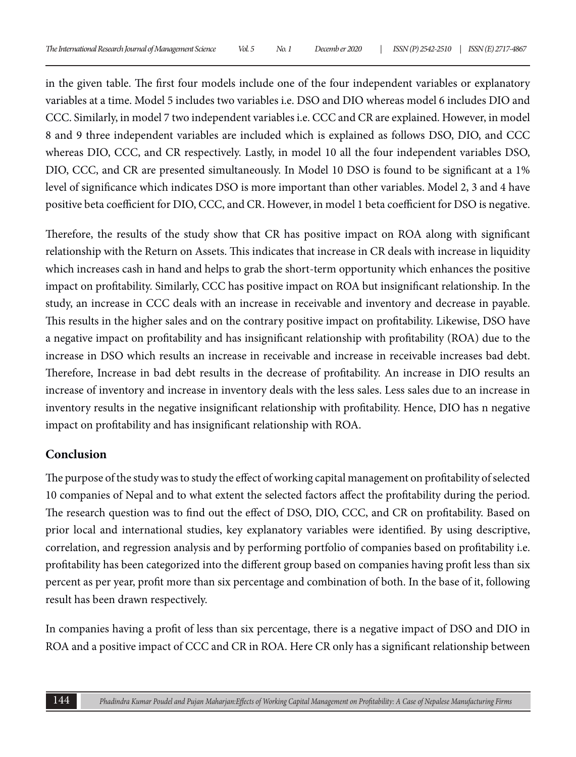in the given table. The first four models include one of the four independent variables or explanatory variables at a time. Model 5 includes two variables i.e. DSO and DIO whereas model 6 includes DIO and CCC. Similarly, in model 7 two independent variables i.e. CCC and CR are explained. However, in model 8 and 9 three independent variables are included which is explained as follows DSO, DIO, and CCC whereas DIO, CCC, and CR respectively. Lastly, in model 10 all the four independent variables DSO, DIO, CCC, and CR are presented simultaneously. In Model 10 DSO is found to be significant at a 1% level of significance which indicates DSO is more important than other variables. Model 2, 3 and 4 have positive beta coefficient for DIO, CCC, and CR. However, in model 1 beta coefficient for DSO is negative.

Therefore, the results of the study show that CR has positive impact on ROA along with significant relationship with the Return on Assets. This indicates that increase in CR deals with increase in liquidity which increases cash in hand and helps to grab the short-term opportunity which enhances the positive impact on profitability. Similarly, CCC has positive impact on ROA but insignificant relationship. In the study, an increase in CCC deals with an increase in receivable and inventory and decrease in payable. This results in the higher sales and on the contrary positive impact on profitability. Likewise, DSO have a negative impact on profitability and has insignificant relationship with profitability (ROA) due to the increase in DSO which results an increase in receivable and increase in receivable increases bad debt. Therefore, Increase in bad debt results in the decrease of profitability. An increase in DIO results an increase of inventory and increase in inventory deals with the less sales. Less sales due to an increase in inventory results in the negative insignificant relationship with profitability. Hence, DIO has n negative impact on profitability and has insignificant relationship with ROA.

## Conclusion

The purpose of the study was to study the effect of working capital management on profitability of selected 10 companies of Nepal and to what extent the selected factors affect the profitability during the period. The research question was to find out the effect of DSO, DIO, CCC, and CR on profitability. Based on prior local and international studies, key explanatory variables were identified. By using descriptive, correlation, and regression analysis and by performing portfolio of companies based on profitability i.e. profitability has been categorized into the different group based on companies having profit less than six percent as per year, profit more than six percentage and combination of both. In the base of it, following result has been drawn respectively.

In companies having a profit of less than six percentage, there is a negative impact of DSO and DIO in ROA and a positive impact of CCC and CR in ROA. Here CR only has a significant relationship between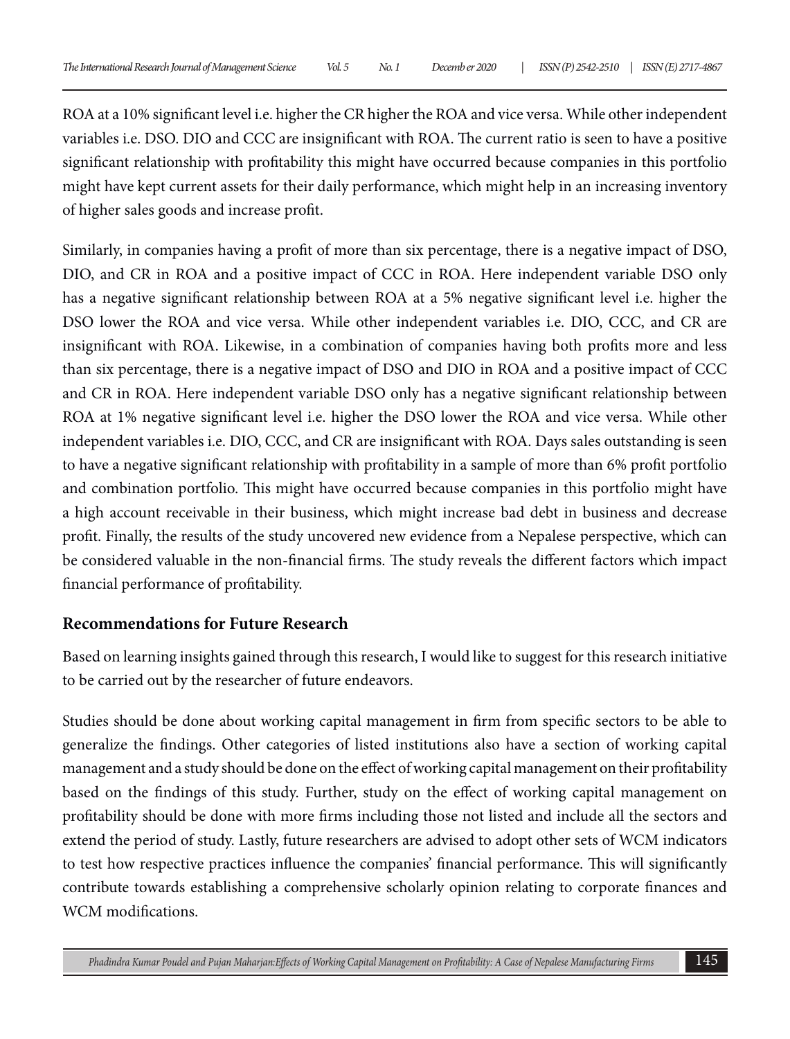ROA at a 10% significant level i.e. higher the CR higher the ROA and vice versa. While other independent variables i.e. DSO. DIO and CCC are insignificant with ROA. The current ratio is seen to have a positive significant relationship with profitability this might have occurred because companies in this portfolio might have kept current assets for their daily performance, which might help in an increasing inventory of higher sales goods and increase profit.

Similarly, in companies having a profit of more than six percentage, there is a negative impact of DSO, DIO, and CR in ROA and a positive impact of CCC in ROA. Here independent variable DSO only has a negative significant relationship between ROA at a 5% negative significant level i.e. higher the DSO lower the ROA and vice versa. While other independent variables i.e. DIO, CCC, and CR are insignificant with ROA. Likewise, in a combination of companies having both profits more and less than six percentage, there is a negative impact of DSO and DIO in ROA and a positive impact of CCC and CR in ROA. Here independent variable DSO only has a negative significant relationship between ROA at 1% negative significant level i.e. higher the DSO lower the ROA and vice versa. While other independent variables i.e. DIO, CCC, and CR are insignificant with ROA. Days sales outstanding is seen to have a negative significant relationship with profitability in a sample of more than 6% profit portfolio and combination portfolio. This might have occurred because companies in this portfolio might have a high account receivable in their business, which might increase bad debt in business and decrease profit. Finally, the results of the study uncovered new evidence from a Nepalese perspective, which can be considered valuable in the non-financial firms. The study reveals the different factors which impact financial performance of profitability.

## Recommendations for Future Research

Based on learning insights gained through this research, I would like to suggest for this research initiative to be carried out by the researcher of future endeavors.

Studies should be done about working capital management in firm from specific sectors to be able to generalize the findings. Other categories of listed institutions also have a section of working capital management and a study should be done on the effect of working capital management on their profitability based on the findings of this study. Further, study on the effect of working capital management on profitability should be done with more firms including those not listed and include all the sectors and extend the period of study. Lastly, future researchers are advised to adopt other sets of WCM indicators to test how respective practices influence the companies' financial performance. This will significantly contribute towards establishing a comprehensive scholarly opinion relating to corporate finances and WCM modifications.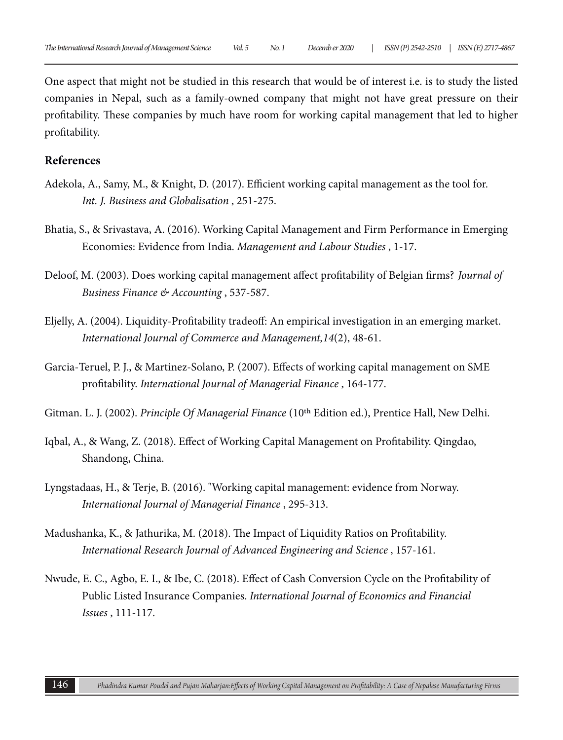One aspect that might not be studied in this research that would be of interest i.e. is to study the listed companies in Nepal, such as a family-owned company that might not have great pressure on their profitability. These companies by much have room for working capital management that led to higher profitability.

## References

Adekola, A., Samy, M., & Knight, D. (2017). Efficient working capital management as the tool for. *Int. J. Business and Globalisation* , 251-275.

Bhatia, S., & Srivastava, A. (2016). Working Capital Management and Firm Performance in Emerging Economies: Evidence from India. *Management and Labour Studies* , 1-17.

Deloof, M. (2003). Does working capital management affect profitability of Belgian firms? *Journal of Business Finance & Accounting* , 537-587.

Eljelly, A. (2004). Liquidity-Profitability tradeoff: An empirical investigation in an emerging market. *International Journal of Commerce and Management,14*(2), 48-61.

Garcia-Teruel, P. J., & Martinez-Solano, P. (2007). Effects of working capital management on SME profitability. *International Journal of Managerial Finance* , 164-177.

Gitman. L. J. (2002). *Principle Of Managerial Finance* (10th Edition ed.), Prentice Hall, New Delhi.

Iqbal, A., & Wang, Z. (2018). Effect of Working Capital Management on Profitability. Qingdao, Shandong, China.

Lyngstadaas, H., & Terje, B. (2016). "Working capital management: evidence from Norway. *International Journal of Managerial Finance* , 295-313.

Madushanka, K., & Jathurika, M. (2018). The Impact of Liquidity Ratios on Profitability. *International Research Journal of Advanced Engineering and Science* , 157-161.

Nwude, E. C., Agbo, E. I., & Ibe, C. (2018). Effect of Cash Conversion Cycle on the Profitability of Public Listed Insurance Companies. *International Journal of Economics and Financial Issues* , 111-117.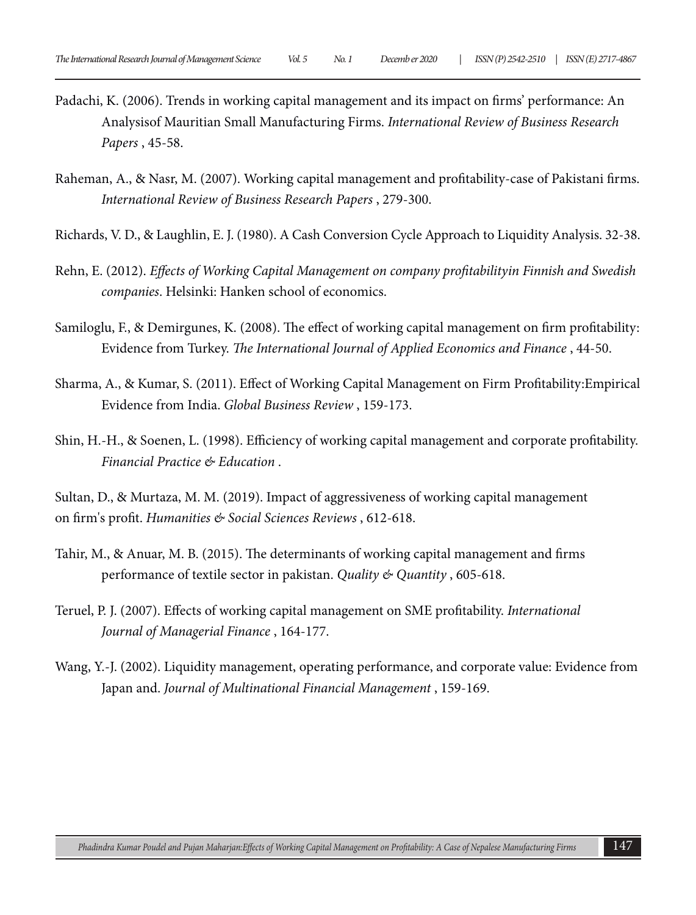Padachi, K. (2006). Trends in working capital management and its impact on firms' performance: An Analysisof Mauritian Small Manufacturing Firms. *International Review of Business Research Papers* , 45-58.

Raheman, A., & Nasr, M. (2007). Working capital management and profitability-case of Pakistani firms. *International Review of Business Research Papers* , 279-300.

Richards, V. D., & Laughlin, E. J. (1980). A Cash Conversion Cycle Approach to Liquidity Analysis. 32-38.

Rehn, E. (2012). *Effects of Working Capital Management on company profitabilityin Finnish and Swedish companies*. Helsinki: Hanken school of economics.

Samiloglu, F., & Demirgunes, K. (2008). The effect of working capital management on firm profitability: Evidence from Turkey. *The International Journal of Applied Economics and Finance* , 44-50.

Sharma, A., & Kumar, S. (2011). Effect of Working Capital Management on Firm Profitability:Empirical Evidence from India. *Global Business Review* , 159-173.

Shin, H.-H., & Soenen, L. (1998). Efficiency of working capital management and corporate profitability. *Financial Practice & Education* .

Sultan, D., & Murtaza, M. M. (2019). Impact of aggressiveness of working capital management on firm's profit. *Humanities & Social Sciences Reviews* , 612-618.

Tahir, M., & Anuar, M. B. (2015). The determinants of working capital management and firms performance of textile sector in pakistan. *Quality & Quantity* , 605-618.

Teruel, P. J. (2007). Effects of working capital management on SME profitability. *International Journal of Managerial Finance* , 164-177.

Wang, Y.-J. (2002). Liquidity management, operating performance, and corporate value: Evidence from Japan and. *Journal of Multinational Financial Management* , 159-169.